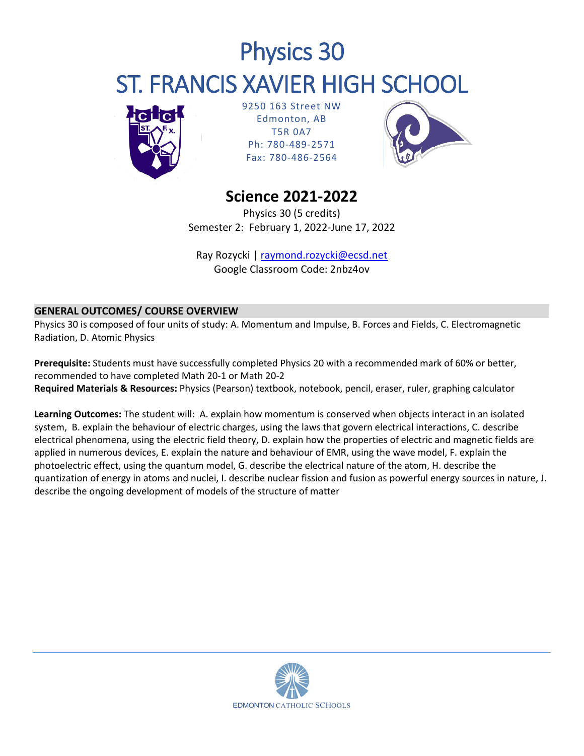# Physics 30

# ST. FRANCIS XAVIER HIGH SCHOOL

9250 163 Street NW
Edmonton, AB
T5R 0A7
Ph: 780-489-2571
Fax: 780-486-2564

## Science 2021-2022

Physics 30 (5 credits)
Semester 2: February 1, 2022-June 17, 2022

Ray Rozycki | raymond.rozycki@ecsd.net
Google Classroom Code: 2nbz4ov

### GENERAL OUTCOMES/ COURSE OVERVIEW

Physics 30 is composed of four units of study: A. Momentum and Impulse, B. Forces and Fields, C. Electromagnetic Radiation, D. Atomic Physics

**Prerequisite:** Students must have successfully completed Physics 20 with a recommended mark of 60% or better, recommended to have completed Math 20-1 or Math 20-2

**Required Materials & Resources:** Physics (Pearson) textbook, notebook, pencil, eraser, ruler, graphing calculator

**Learning Outcomes:** The student will: A. explain how momentum is conserved when objects interact in an isolated system, B. explain the behaviour of electric charges, using the laws that govern electrical interactions, C. describe electrical phenomena, using the electric field theory, D. explain how the properties of electric and magnetic fields are applied in numerous devices, E. explain the nature and behaviour of EMR, using the wave model, F. explain the photoelectric effect, using the quantum model, G. describe the electrical nature of the atom, H. describe the quantization of energy in atoms and nuclei, I. describe nuclear fission and fusion as powerful energy sources in nature, J. describe the ongoing development of models of the structure of matter

EDMONTON CATHOLIC SCHOOLS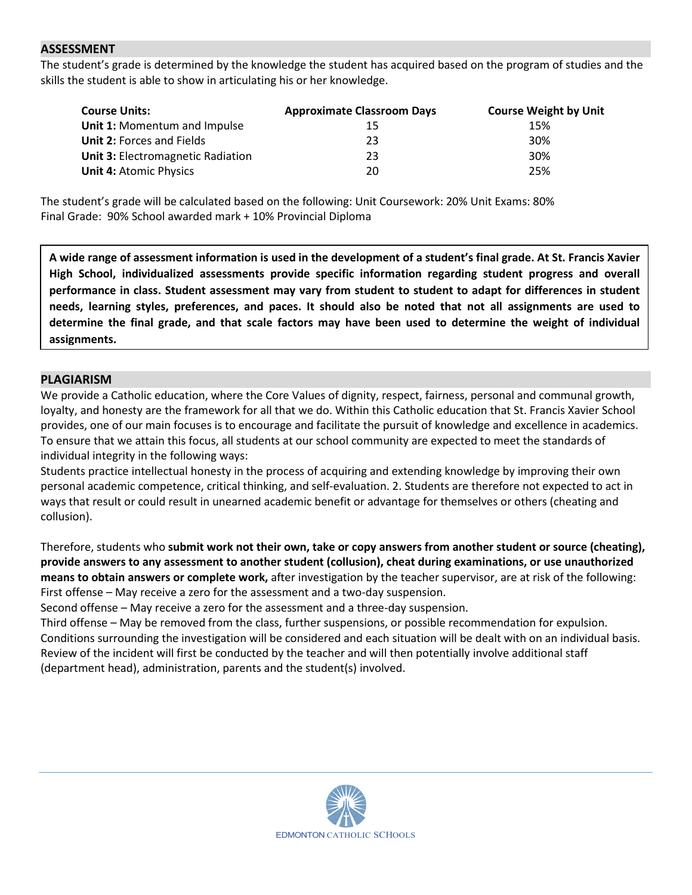## ASSESSMENT

The student's grade is determined by the knowledge the student has acquired based on the program of studies and the skills the student is able to show in articulating his or her knowledge.

| Course Units: | Approximate Classroom Days | Course Weight by Unit |
|---|---|---|
| **Unit 1:** Momentum and Impulse | 15 | 15% |
| **Unit 2:** Forces and Fields | 23 | 30% |
| **Unit 3:** Electromagnetic Radiation | 23 | 30% |
| **Unit 4:** Atomic Physics | 20 | 25% |

The student's grade will be calculated based on the following: Unit Coursework: 20% Unit Exams: 80%
Final Grade: 90% School awarded mark + 10% Provincial Diploma

**A wide range of assessment information is used in the development of a student's final grade. At St. Francis Xavier High School, individualized assessments provide specific information regarding student progress and overall performance in class. Student assessment may vary from student to student to adapt for differences in student needs, learning styles, preferences, and paces. It should also be noted that not all assignments are used to determine the final grade, and that scale factors may have been used to determine the weight of individual assignments.**

## PLAGIARISM

We provide a Catholic education, where the Core Values of dignity, respect, fairness, personal and communal growth, loyalty, and honesty are the framework for all that we do. Within this Catholic education that St. Francis Xavier School provides, one of our main focuses is to encourage and facilitate the pursuit of knowledge and excellence in academics. To ensure that we attain this focus, all students at our school community are expected to meet the standards of individual integrity in the following ways:

Students practice intellectual honesty in the process of acquiring and extending knowledge by improving their own personal academic competence, critical thinking, and self-evaluation. 2. Students are therefore not expected to act in ways that result or could result in unearned academic benefit or advantage for themselves or others (cheating and collusion).

Therefore, students who **submit work not their own, take or copy answers from another student or source (cheating), provide answers to any assessment to another student (collusion), cheat during examinations, or use unauthorized means to obtain answers or complete work,** after investigation by the teacher supervisor, are at risk of the following:

First offense – May receive a zero for the assessment and a two-day suspension.

Second offense – May receive a zero for the assessment and a three-day suspension.

Third offense – May be removed from the class, further suspensions, or possible recommendation for expulsion.

Conditions surrounding the investigation will be considered and each situation will be dealt with on an individual basis. Review of the incident will first be conducted by the teacher and will then potentially involve additional staff (department head), administration, parents and the student(s) involved.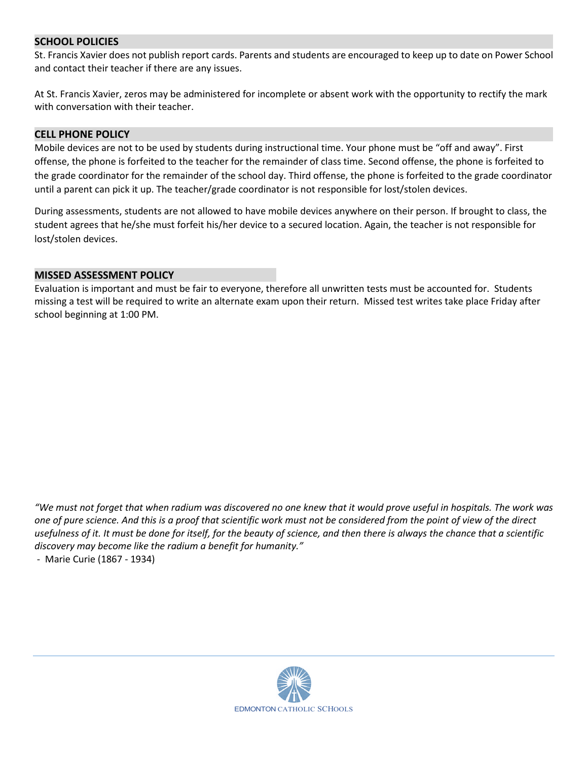## SCHOOL POLICIES

St. Francis Xavier does not publish report cards. Parents and students are encouraged to keep up to date on Power School and contact their teacher if there are any issues.

At St. Francis Xavier, zeros may be administered for incomplete or absent work with the opportunity to rectify the mark with conversation with their teacher.

## CELL PHONE POLICY

Mobile devices are not to be used by students during instructional time. Your phone must be "off and away". First offense, the phone is forfeited to the teacher for the remainder of class time. Second offense, the phone is forfeited to the grade coordinator for the remainder of the school day. Third offense, the phone is forfeited to the grade coordinator until a parent can pick it up. The teacher/grade coordinator is not responsible for lost/stolen devices.

During assessments, students are not allowed to have mobile devices anywhere on their person. If brought to class, the student agrees that he/she must forfeit his/her device to a secured location. Again, the teacher is not responsible for lost/stolen devices.

## MISSED ASSESSMENT POLICY

Evaluation is important and must be fair to everyone, therefore all unwritten tests must be accounted for. Students missing a test will be required to write an alternate exam upon their return. Missed test writes take place Friday after school beginning at 1:00 PM.

*"We must not forget that when radium was discovered no one knew that it would prove useful in hospitals. The work was one of pure science. And this is a proof that scientific work must not be considered from the point of view of the direct usefulness of it. It must be done for itself, for the beauty of science, and then there is always the chance that a scientific discovery may become like the radium a benefit for humanity."*

- Marie Curie (1867 - 1934)

EDMONTON CATHOLIC SCHOOLS